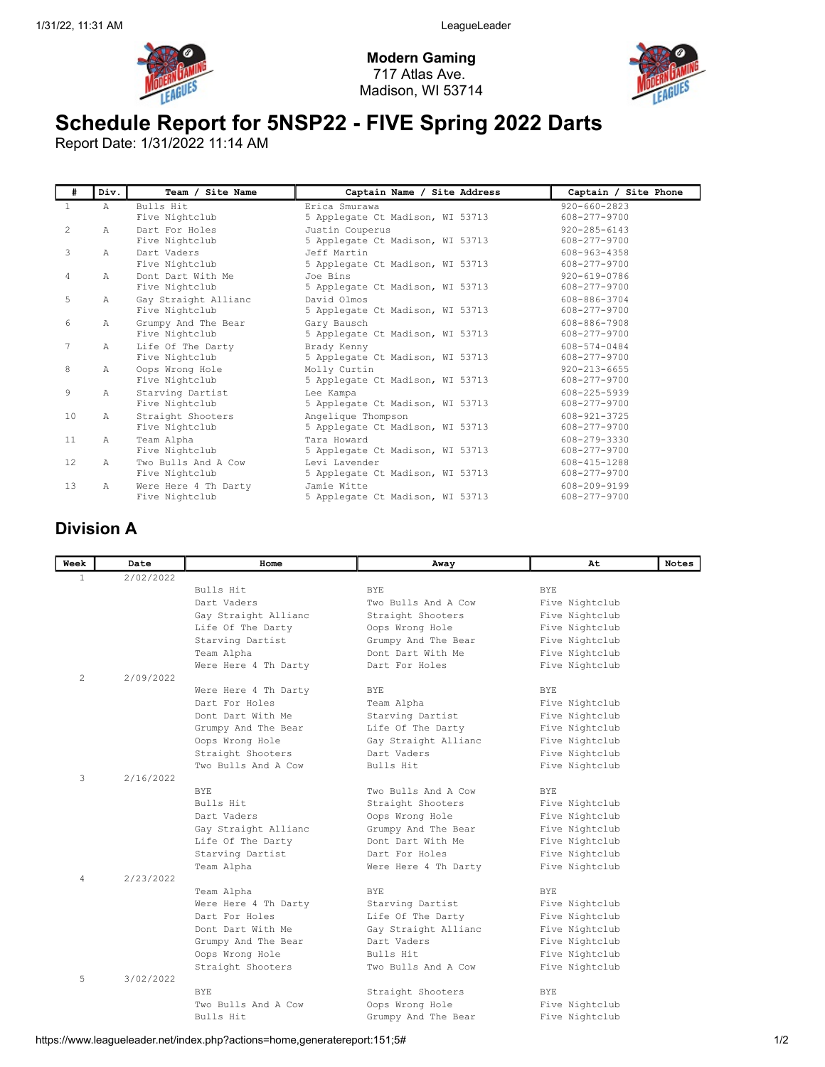**Modern Gaming**
717 Atlas Ave.
Madison, WI 53714

# Schedule Report for 5NSP22 - FIVE Spring 2022 Darts

Report Date: 1/31/2022 11:14 AM

| # | Div. | Team / Site Name | Captain Name / Site Address | Captain / Site Phone |
|---|---|---|---|---|
| 1 | A | Bulls Hit<br>Five Nightclub | Erica Smurawa<br>5 Applegate Ct Madison, WI 53713 | 920-660-2823<br>608-277-9700 |
| 2 | A | Dart For Holes<br>Five Nightclub | Justin Couperus<br>5 Applegate Ct Madison, WI 53713 | 920-285-6143<br>608-277-9700 |
| 3 | A | Dart Vaders<br>Five Nightclub | Jeff Martin<br>5 Applegate Ct Madison, WI 53713 | 608-963-4358<br>608-277-9700 |
| 4 | A | Dont Dart With Me<br>Five Nightclub | Joe Bins<br>5 Applegate Ct Madison, WI 53713 | 920-619-0786<br>608-277-9700 |
| 5 | A | Gay Straight Allianc<br>Five Nightclub | David Olmos<br>5 Applegate Ct Madison, WI 53713 | 608-886-3704<br>608-277-9700 |
| 6 | A | Grumpy And The Bear<br>Five Nightclub | Gary Bausch<br>5 Applegate Ct Madison, WI 53713 | 608-886-7908<br>608-277-9700 |
| 7 | A | Life Of The Darty<br>Five Nightclub | Brady Kenny<br>5 Applegate Ct Madison, WI 53713 | 608-574-0484<br>608-277-9700 |
| 8 | A | Oops Wrong Hole<br>Five Nightclub | Molly Curtin<br>5 Applegate Ct Madison, WI 53713 | 920-213-6655<br>608-277-9700 |
| 9 | A | Starving Dartist<br>Five Nightclub | Lee Kampa<br>5 Applegate Ct Madison, WI 53713 | 608-225-5939<br>608-277-9700 |
| 10 | A | Straight Shooters<br>Five Nightclub | Angelique Thompson<br>5 Applegate Ct Madison, WI 53713 | 608-921-3725<br>608-277-9700 |
| 11 | A | Team Alpha<br>Five Nightclub | Tara Howard<br>5 Applegate Ct Madison, WI 53713 | 608-279-3330<br>608-277-9700 |
| 12 | A | Two Bulls And A Cow<br>Five Nightclub | Levi Lavender<br>5 Applegate Ct Madison, WI 53713 | 608-415-1288<br>608-277-9700 |
| 13 | A | Were Here 4 Th Darty<br>Five Nightclub | Jamie Witte<br>5 Applegate Ct Madison, WI 53713 | 608-209-9199<br>608-277-9700 |

## Division A

| Week | Date | Home | Away | At | Notes |
|---|---|---|---|---|---|
| 1 | 2/02/2022 | | | | |
| | | Bulls Hit | BYE | BYE | |
| | | Dart Vaders | Two Bulls And A Cow | Five Nightclub | |
| | | Gay Straight Allianc | Straight Shooters | Five Nightclub | |
| | | Life Of The Darty | Oops Wrong Hole | Five Nightclub | |
| | | Starving Dartist | Grumpy And The Bear | Five Nightclub | |
| | | Team Alpha | Dont Dart With Me | Five Nightclub | |
| | | Were Here 4 Th Darty | Dart For Holes | Five Nightclub | |
| 2 | 2/09/2022 | | | | |
| | | Were Here 4 Th Darty | BYE | BYE | |
| | | Dart For Holes | Team Alpha | Five Nightclub | |
| | | Dont Dart With Me | Starving Dartist | Five Nightclub | |
| | | Grumpy And The Bear | Life Of The Darty | Five Nightclub | |
| | | Oops Wrong Hole | Gay Straight Allianc | Five Nightclub | |
| | | Straight Shooters | Dart Vaders | Five Nightclub | |
| | | Two Bulls And A Cow | Bulls Hit | Five Nightclub | |
| 3 | 2/16/2022 | | | | |
| | | BYE | Two Bulls And A Cow | BYE | |
| | | Bulls Hit | Straight Shooters | Five Nightclub | |
| | | Dart Vaders | Oops Wrong Hole | Five Nightclub | |
| | | Gay Straight Allianc | Grumpy And The Bear | Five Nightclub | |
| | | Life Of The Darty | Dont Dart With Me | Five Nightclub | |
| | | Starving Dartist | Dart For Holes | Five Nightclub | |
| | | Team Alpha | Were Here 4 Th Darty | Five Nightclub | |
| 4 | 2/23/2022 | | | | |
| | | Team Alpha | BYE | BYE | |
| | | Were Here 4 Th Darty | Starving Dartist | Five Nightclub | |
| | | Dart For Holes | Life Of The Darty | Five Nightclub | |
| | | Dont Dart With Me | Gay Straight Allianc | Five Nightclub | |
| | | Grumpy And The Bear | Dart Vaders | Five Nightclub | |
| | | Oops Wrong Hole | Bulls Hit | Five Nightclub | |
| | | Straight Shooters | Two Bulls And A Cow | Five Nightclub | |
| 5 | 3/02/2022 | | | | |
| | | BYE | Straight Shooters | BYE | |
| | | Two Bulls And A Cow | Oops Wrong Hole | Five Nightclub | |
| | | Bulls Hit | Grumpy And The Bear | Five Nightclub | |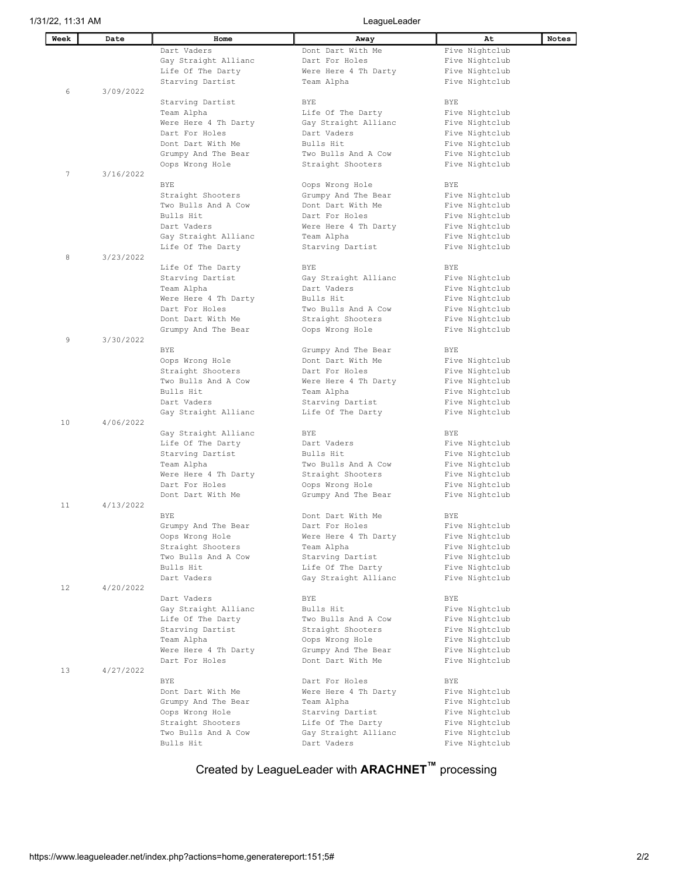| Week | Date | Home | Away | At | Notes |
|---|---|---|---|---|---|
| | | Dart Vaders | Dont Dart With Me | Five Nightclub | |
| | | Gay Straight Allianc | Dart For Holes | Five Nightclub | |
| | | Life Of The Darty | Were Here 4 Th Darty | Five Nightclub | |
| | | Starving Dartist | Team Alpha | Five Nightclub | |
| 6 | 3/09/2022 | | | | |
| | | Starving Dartist | BYE | BYE | |
| | | Team Alpha | Life Of The Darty | Five Nightclub | |
| | | Were Here 4 Th Darty | Gay Straight Allianc | Five Nightclub | |
| | | Dart For Holes | Dart Vaders | Five Nightclub | |
| | | Dont Dart With Me | Bulls Hit | Five Nightclub | |
| | | Grumpy And The Bear | Two Bulls And A Cow | Five Nightclub | |
| | | Oops Wrong Hole | Straight Shooters | Five Nightclub | |
| 7 | 3/16/2022 | | | | |
| | | BYE | Oops Wrong Hole | BYE | |
| | | Straight Shooters | Grumpy And The Bear | Five Nightclub | |
| | | Two Bulls And A Cow | Dont Dart With Me | Five Nightclub | |
| | | Bulls Hit | Dart For Holes | Five Nightclub | |
| | | Dart Vaders | Were Here 4 Th Darty | Five Nightclub | |
| | | Gay Straight Allianc | Team Alpha | Five Nightclub | |
| | | Life Of The Darty | Starving Dartist | Five Nightclub | |
| 8 | 3/23/2022 | | | | |
| | | Life Of The Darty | BYE | BYE | |
| | | Starving Dartist | Gay Straight Allianc | Five Nightclub | |
| | | Team Alpha | Dart Vaders | Five Nightclub | |
| | | Were Here 4 Th Darty | Bulls Hit | Five Nightclub | |
| | | Dart For Holes | Two Bulls And A Cow | Five Nightclub | |
| | | Dont Dart With Me | Straight Shooters | Five Nightclub | |
| | | Grumpy And The Bear | Oops Wrong Hole | Five Nightclub | |
| 9 | 3/30/2022 | | | | |
| | | BYE | Grumpy And The Bear | BYE | |
| | | Oops Wrong Hole | Dont Dart With Me | Five Nightclub | |
| | | Straight Shooters | Dart For Holes | Five Nightclub | |
| | | Two Bulls And A Cow | Were Here 4 Th Darty | Five Nightclub | |
| | | Bulls Hit | Team Alpha | Five Nightclub | |
| | | Dart Vaders | Starving Dartist | Five Nightclub | |
| | | Gay Straight Allianc | Life Of The Darty | Five Nightclub | |
| 10 | 4/06/2022 | | | | |
| | | Gay Straight Allianc | BYE | BYE | |
| | | Life Of The Darty | Dart Vaders | Five Nightclub | |
| | | Starving Dartist | Bulls Hit | Five Nightclub | |
| | | Team Alpha | Two Bulls And A Cow | Five Nightclub | |
| | | Were Here 4 Th Darty | Straight Shooters | Five Nightclub | |
| | | Dart For Holes | Oops Wrong Hole | Five Nightclub | |
| | | Dont Dart With Me | Grumpy And The Bear | Five Nightclub | |
| 11 | 4/13/2022 | | | | |
| | | BYE | Dont Dart With Me | BYE | |
| | | Grumpy And The Bear | Dart For Holes | Five Nightclub | |
| | | Oops Wrong Hole | Were Here 4 Th Darty | Five Nightclub | |
| | | Straight Shooters | Team Alpha | Five Nightclub | |
| | | Two Bulls And A Cow | Starving Dartist | Five Nightclub | |
| | | Bulls Hit | Life Of The Darty | Five Nightclub | |
| | | Dart Vaders | Gay Straight Allianc | Five Nightclub | |
| 12 | 4/20/2022 | | | | |
| | | Dart Vaders | BYE | BYE | |
| | | Gay Straight Allianc | Bulls Hit | Five Nightclub | |
| | | Life Of The Darty | Two Bulls And A Cow | Five Nightclub | |
| | | Starving Dartist | Straight Shooters | Five Nightclub | |
| | | Team Alpha | Oops Wrong Hole | Five Nightclub | |
| | | Were Here 4 Th Darty | Grumpy And The Bear | Five Nightclub | |
| | | Dart For Holes | Dont Dart With Me | Five Nightclub | |
| 13 | 4/27/2022 | | | | |
| | | BYE | Dart For Holes | BYE | |
| | | Dont Dart With Me | Were Here 4 Th Darty | Five Nightclub | |
| | | Grumpy And The Bear | Team Alpha | Five Nightclub | |
| | | Oops Wrong Hole | Starving Dartist | Five Nightclub | |
| | | Straight Shooters | Life Of The Darty | Five Nightclub | |
| | | Two Bulls And A Cow | Gay Straight Allianc | Five Nightclub | |
| | | Bulls Hit | Dart Vaders | Five Nightclub | |

Created by LeagueLeader with **ARACHNET™** processing